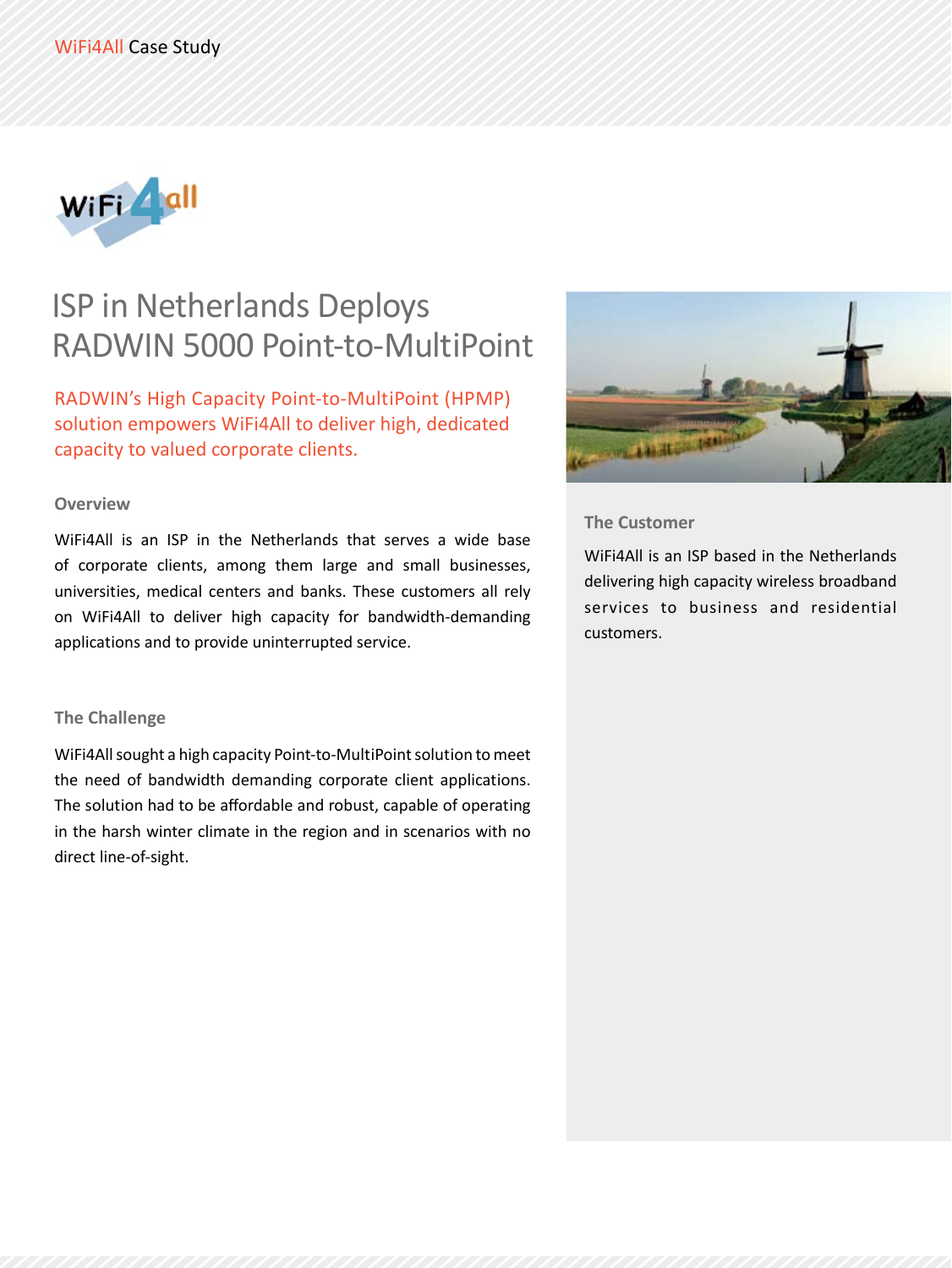# ISP in Netherlands Deploys RADWIN 5000 Point-to-MultiPoint

RADWIN's High Capacity Point-to-MultiPoint (HPMP) solution empowers WiFi4All to deliver high, dedicated capacity to valued corporate clients.

### Overview

WiFi4All is an ISP in the Netherlands that serves a wide base of corporate clients, among them large and small businesses, universities, medical centers and banks. These customers all rely on WiFi4All to deliver high capacity for bandwidth-demanding applications and to provide uninterrupted service.

### The Challenge

WiFi4All sought a high capacity Point-to-MultiPoint solution to meet the need of bandwidth demanding corporate client applications. The solution had to be affordable and robust, capable of operating in the harsh winter climate in the region and in scenarios with no direct line-of-sight.

### The Customer

WiFi4All is an ISP based in the Netherlands delivering high capacity wireless broadband services to business and residential customers.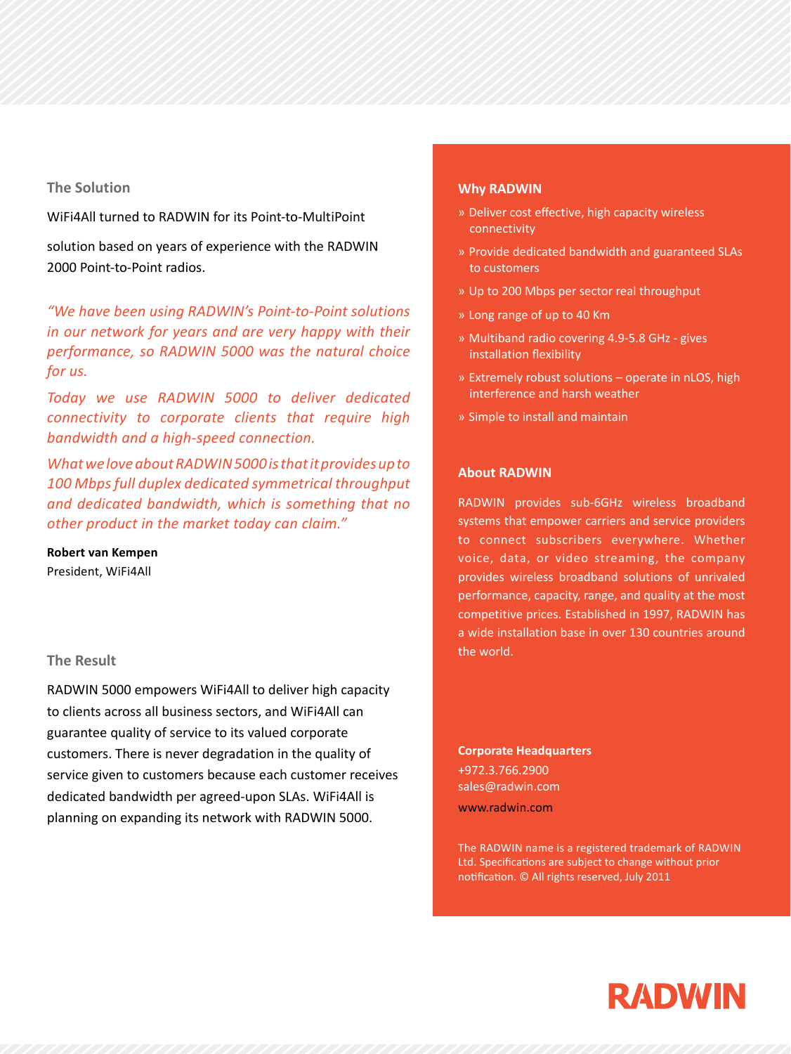## The Solution

WiFi4All turned to RADWIN for its Point-to-MultiPoint

solution based on years of experience with the RADWIN 2000 Point-to-Point radios.

*"We have been using RADWIN's Point-to-Point solutions in our network for years and are very happy with their performance, so RADWIN 5000 was the natural choice for us.*

*Today we use RADWIN 5000 to deliver dedicated connectivity to corporate clients that require high bandwidth and a high-speed connection.*

*What we love about RADWIN 5000 is that it provides up to 100 Mbps full duplex dedicated symmetrical throughput and dedicated bandwidth, which is something that no other product in the market today can claim."*

**Robert van Kempen**
President, WiFi4All

## The Result

RADWIN 5000 empowers WiFi4All to deliver high capacity to clients across all business sectors, and WiFi4All can guarantee quality of service to its valued corporate customers. There is never degradation in the quality of service given to customers because each customer receives dedicated bandwidth per agreed-upon SLAs. WiFi4All is planning on expanding its network with RADWIN 5000.

## Why RADWIN

- Deliver cost effective, high capacity wireless connectivity
- Provide dedicated bandwidth and guaranteed SLAs to customers
- Up to 200 Mbps per sector real throughput
- Long range of up to 40 Km
- Multiband radio covering 4.9-5.8 GHz - gives installation flexibility
- Extremely robust solutions – operate in nLOS, high interference and harsh weather
- Simple to install and maintain

## About RADWIN

RADWIN provides sub-6GHz wireless broadband systems that empower carriers and service providers to connect subscribers everywhere. Whether voice, data, or video streaming, the company provides wireless broadband solutions of unrivaled performance, capacity, range, and quality at the most competitive prices. Established in 1997, RADWIN has a wide installation base in over 130 countries around the world.

**Corporate Headquarters**
+972.3.766.2900
sales@radwin.com
www.radwin.com

The RADWIN name is a registered trademark of RADWIN Ltd. Specifications are subject to change without prior notification. © All rights reserved, July 2011

RADWIN